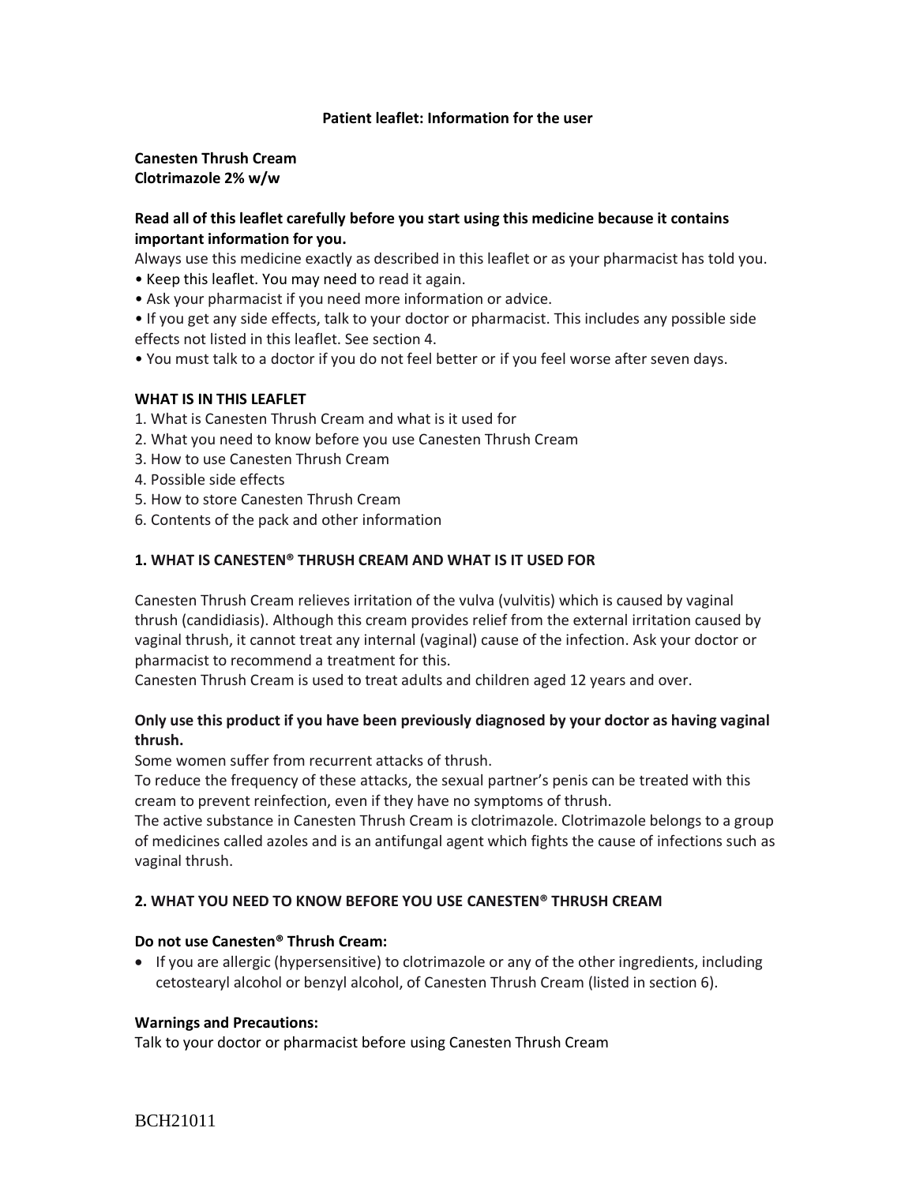**Patient leaflet: Information for the user**

**Canesten Thrush Cream**
**Clotrimazole 2% w/w**

**Read all of this leaflet carefully before you start using this medicine because it contains important information for you.**

Always use this medicine exactly as described in this leaflet or as your pharmacist has told you.

- Keep this leaflet. You may need to read it again.
- Ask your pharmacist if you need more information or advice.
- If you get any side effects, talk to your doctor or pharmacist. This includes any possible side effects not listed in this leaflet. See section 4.
- You must talk to a doctor if you do not feel better or if you feel worse after seven days.

**WHAT IS IN THIS LEAFLET**

1. What is Canesten Thrush Cream and what is it used for
2. What you need to know before you use Canesten Thrush Cream
3. How to use Canesten Thrush Cream
4. Possible side effects
5. How to store Canesten Thrush Cream
6. Contents of the pack and other information

## 1. WHAT IS CANESTEN® THRUSH CREAM AND WHAT IS IT USED FOR

Canesten Thrush Cream relieves irritation of the vulva (vulvitis) which is caused by vaginal thrush (candidiasis). Although this cream provides relief from the external irritation caused by vaginal thrush, it cannot treat any internal (vaginal) cause of the infection. Ask your doctor or pharmacist to recommend a treatment for this.

Canesten Thrush Cream is used to treat adults and children aged 12 years and over.

**Only use this product if you have been previously diagnosed by your doctor as having vaginal thrush.**

Some women suffer from recurrent attacks of thrush.

To reduce the frequency of these attacks, the sexual partner's penis can be treated with this cream to prevent reinfection, even if they have no symptoms of thrush.

The active substance in Canesten Thrush Cream is clotrimazole. Clotrimazole belongs to a group of medicines called azoles and is an antifungal agent which fights the cause of infections such as vaginal thrush.

## 2. WHAT YOU NEED TO KNOW BEFORE YOU USE CANESTEN® THRUSH CREAM

**Do not use Canesten® Thrush Cream:**

- If you are allergic (hypersensitive) to clotrimazole or any of the other ingredients, including cetostearyl alcohol or benzyl alcohol, of Canesten Thrush Cream (listed in section 6).

**Warnings and Precautions:**

Talk to your doctor or pharmacist before using Canesten Thrush Cream

BCH21011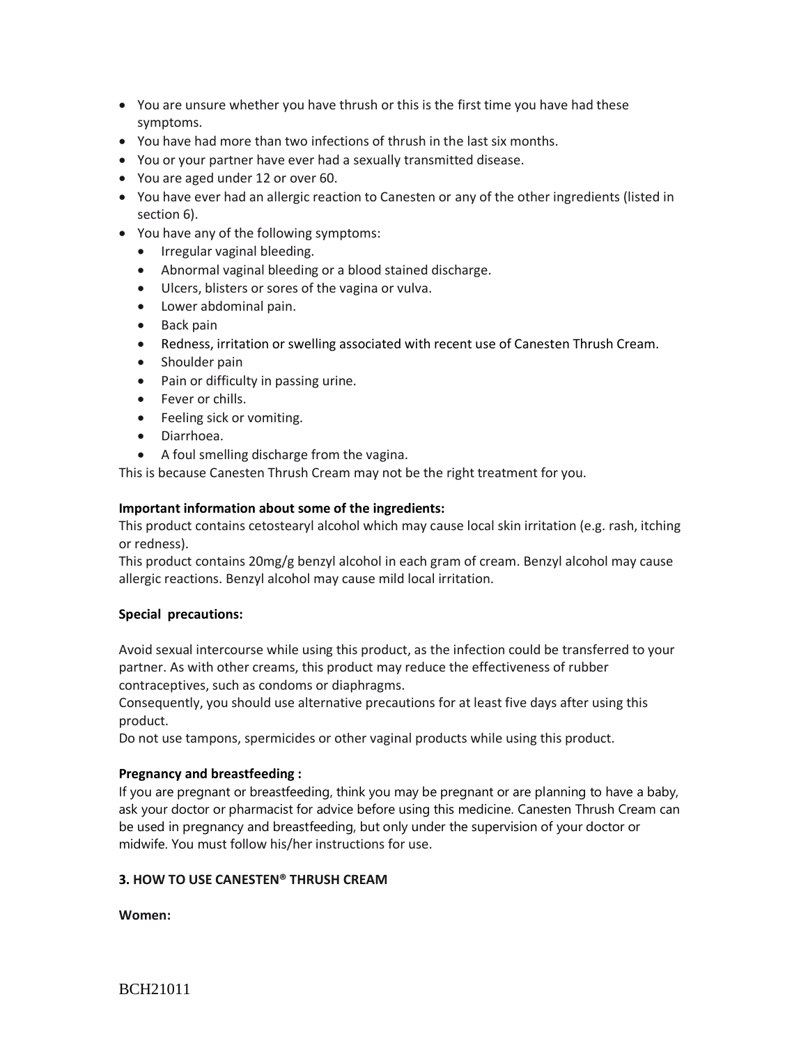- You are unsure whether you have thrush or this is the first time you have had these symptoms.
- You have had more than two infections of thrush in the last six months.
- You or your partner have ever had a sexually transmitted disease.
- You are aged under 12 or over 60.
- You have ever had an allergic reaction to Canesten or any of the other ingredients (listed in section 6).
- You have any of the following symptoms:
  - Irregular vaginal bleeding.
  - Abnormal vaginal bleeding or a blood stained discharge.
  - Ulcers, blisters or sores of the vagina or vulva.
  - Lower abdominal pain.
  - Back pain
  - Redness, irritation or swelling associated with recent use of Canesten Thrush Cream.
  - Shoulder pain
  - Pain or difficulty in passing urine.
  - Fever or chills.
  - Feeling sick or vomiting.
  - Diarrhoea.
  - A foul smelling discharge from the vagina.

This is because Canesten Thrush Cream may not be the right treatment for you.

**Important information about some of the ingredients:**
This product contains cetostearyl alcohol which may cause local skin irritation (e.g. rash, itching or redness).
This product contains 20mg/g benzyl alcohol in each gram of cream. Benzyl alcohol may cause allergic reactions. Benzyl alcohol may cause mild local irritation.

**Special precautions:**

Avoid sexual intercourse while using this product, as the infection could be transferred to your partner. As with other creams, this product may reduce the effectiveness of rubber contraceptives, such as condoms or diaphragms.
Consequently, you should use alternative precautions for at least five days after using this product.
Do not use tampons, spermicides or other vaginal products while using this product.

**Pregnancy and breastfeeding :**
If you are pregnant or breastfeeding, think you may be pregnant or are planning to have a baby, ask your doctor or pharmacist for advice before using this medicine. Canesten Thrush Cream can be used in pregnancy and breastfeeding, but only under the supervision of your doctor or midwife. You must follow his/her instructions for use.

**3. HOW TO USE CANESTEN® THRUSH CREAM**

**Women:**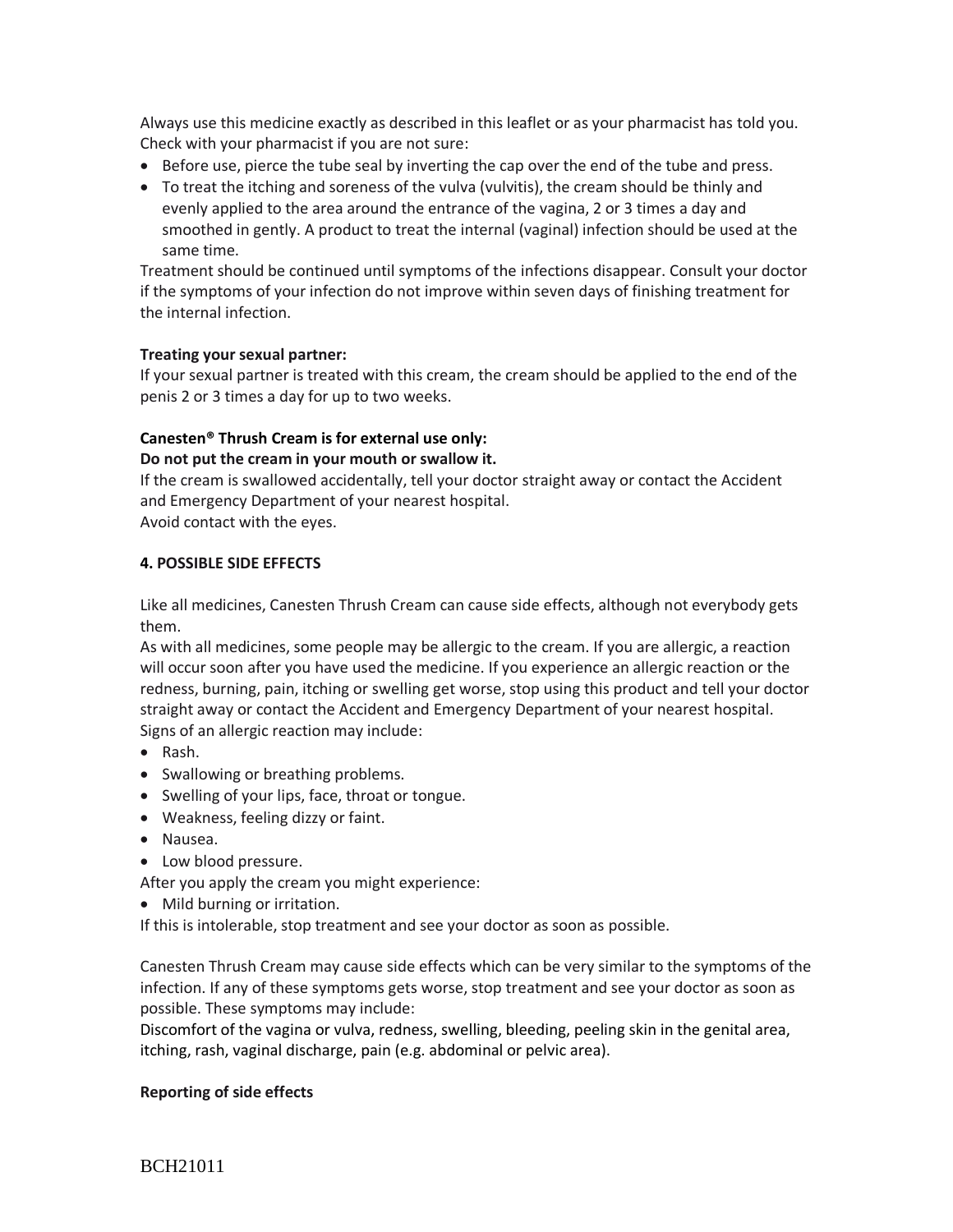Always use this medicine exactly as described in this leaflet or as your pharmacist has told you. Check with your pharmacist if you are not sure:

- Before use, pierce the tube seal by inverting the cap over the end of the tube and press.
- To treat the itching and soreness of the vulva (vulvitis), the cream should be thinly and evenly applied to the area around the entrance of the vagina, 2 or 3 times a day and smoothed in gently. A product to treat the internal (vaginal) infection should be used at the same time.

Treatment should be continued until symptoms of the infections disappear. Consult your doctor if the symptoms of your infection do not improve within seven days of finishing treatment for the internal infection.

**Treating your sexual partner:**

If your sexual partner is treated with this cream, the cream should be applied to the end of the penis 2 or 3 times a day for up to two weeks.

**Canesten® Thrush Cream is for external use only:**

**Do not put the cream in your mouth or swallow it.**

If the cream is swallowed accidentally, tell your doctor straight away or contact the Accident and Emergency Department of your nearest hospital.

Avoid contact with the eyes.

## 4. POSSIBLE SIDE EFFECTS

Like all medicines, Canesten Thrush Cream can cause side effects, although not everybody gets them.

As with all medicines, some people may be allergic to the cream. If you are allergic, a reaction will occur soon after you have used the medicine. If you experience an allergic reaction or the redness, burning, pain, itching or swelling get worse, stop using this product and tell your doctor straight away or contact the Accident and Emergency Department of your nearest hospital.

Signs of an allergic reaction may include:

- Rash.
- Swallowing or breathing problems.
- Swelling of your lips, face, throat or tongue.
- Weakness, feeling dizzy or faint.
- Nausea.
- Low blood pressure.

After you apply the cream you might experience:

- Mild burning or irritation.

If this is intolerable, stop treatment and see your doctor as soon as possible.

Canesten Thrush Cream may cause side effects which can be very similar to the symptoms of the infection. If any of these symptoms gets worse, stop treatment and see your doctor as soon as possible. These symptoms may include:

Discomfort of the vagina or vulva, redness, swelling, bleeding, peeling skin in the genital area, itching, rash, vaginal discharge, pain (e.g. abdominal or pelvic area).

**Reporting of side effects**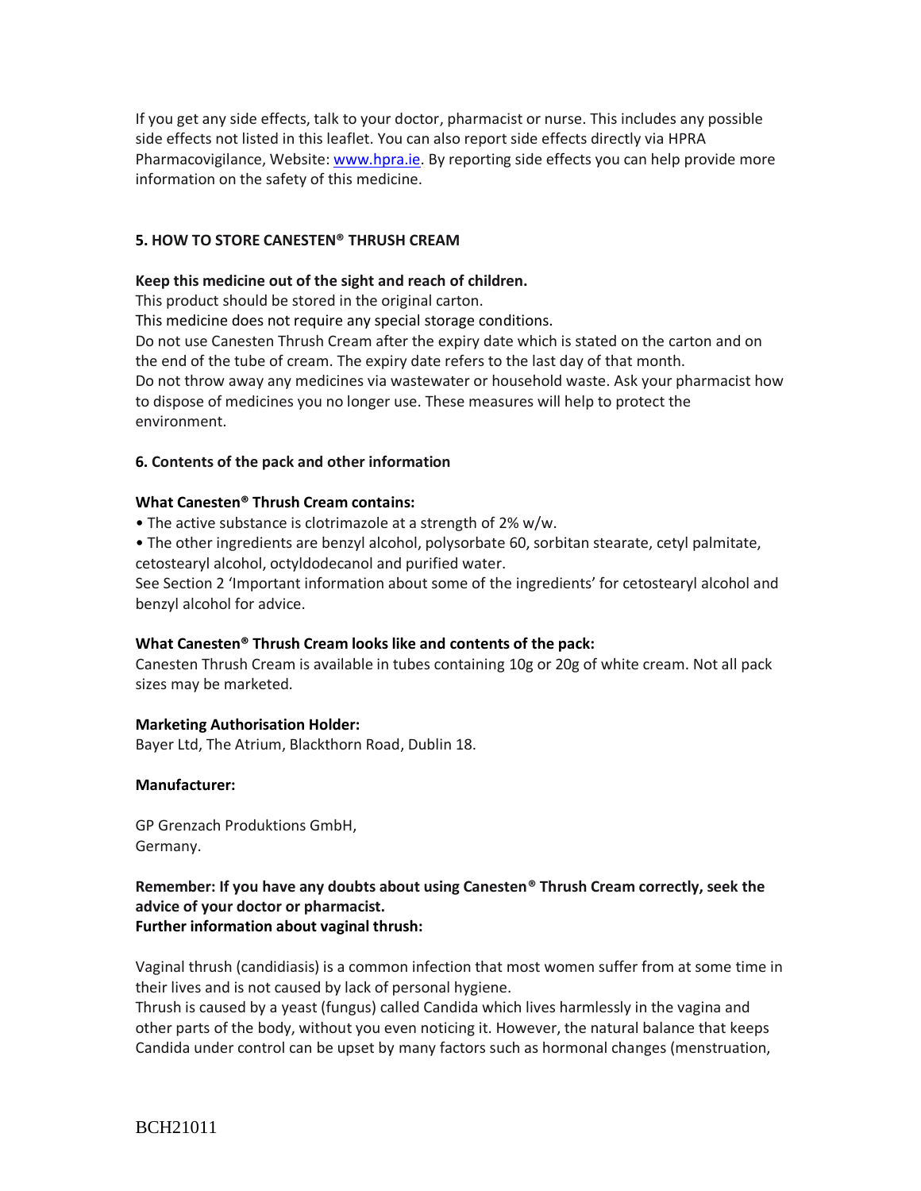If you get any side effects, talk to your doctor, pharmacist or nurse. This includes any possible side effects not listed in this leaflet. You can also report side effects directly via HPRA Pharmacovigilance, Website: [www.hpra.ie](http://www.hpra.ie). By reporting side effects you can help provide more information on the safety of this medicine.

## 5. HOW TO STORE CANESTEN® THRUSH CREAM

**Keep this medicine out of the sight and reach of children.**
This product should be stored in the original carton.
This medicine does not require any special storage conditions.
Do not use Canesten Thrush Cream after the expiry date which is stated on the carton and on the end of the tube of cream. The expiry date refers to the last day of that month.
Do not throw away any medicines via wastewater or household waste. Ask your pharmacist how to dispose of medicines you no longer use. These measures will help to protect the environment.

## 6. Contents of the pack and other information

**What Canesten® Thrush Cream contains:**

- The active substance is clotrimazole at a strength of 2% w/w.
- The other ingredients are benzyl alcohol, polysorbate 60, sorbitan stearate, cetyl palmitate, cetostearyl alcohol, octyldodecanol and purified water.

See Section 2 'Important information about some of the ingredients' for cetostearyl alcohol and benzyl alcohol for advice.

**What Canesten® Thrush Cream looks like and contents of the pack:**
Canesten Thrush Cream is available in tubes containing 10g or 20g of white cream. Not all pack sizes may be marketed.

**Marketing Authorisation Holder:**
Bayer Ltd, The Atrium, Blackthorn Road, Dublin 18.

**Manufacturer:**

GP Grenzach Produktions GmbH,
Germany.

**Remember: If you have any doubts about using Canesten® Thrush Cream correctly, seek the advice of your doctor or pharmacist.**
**Further information about vaginal thrush:**

Vaginal thrush (candidiasis) is a common infection that most women suffer from at some time in their lives and is not caused by lack of personal hygiene.
Thrush is caused by a yeast (fungus) called Candida which lives harmlessly in the vagina and other parts of the body, without you even noticing it. However, the natural balance that keeps Candida under control can be upset by many factors such as hormonal changes (menstruation,

BCH21011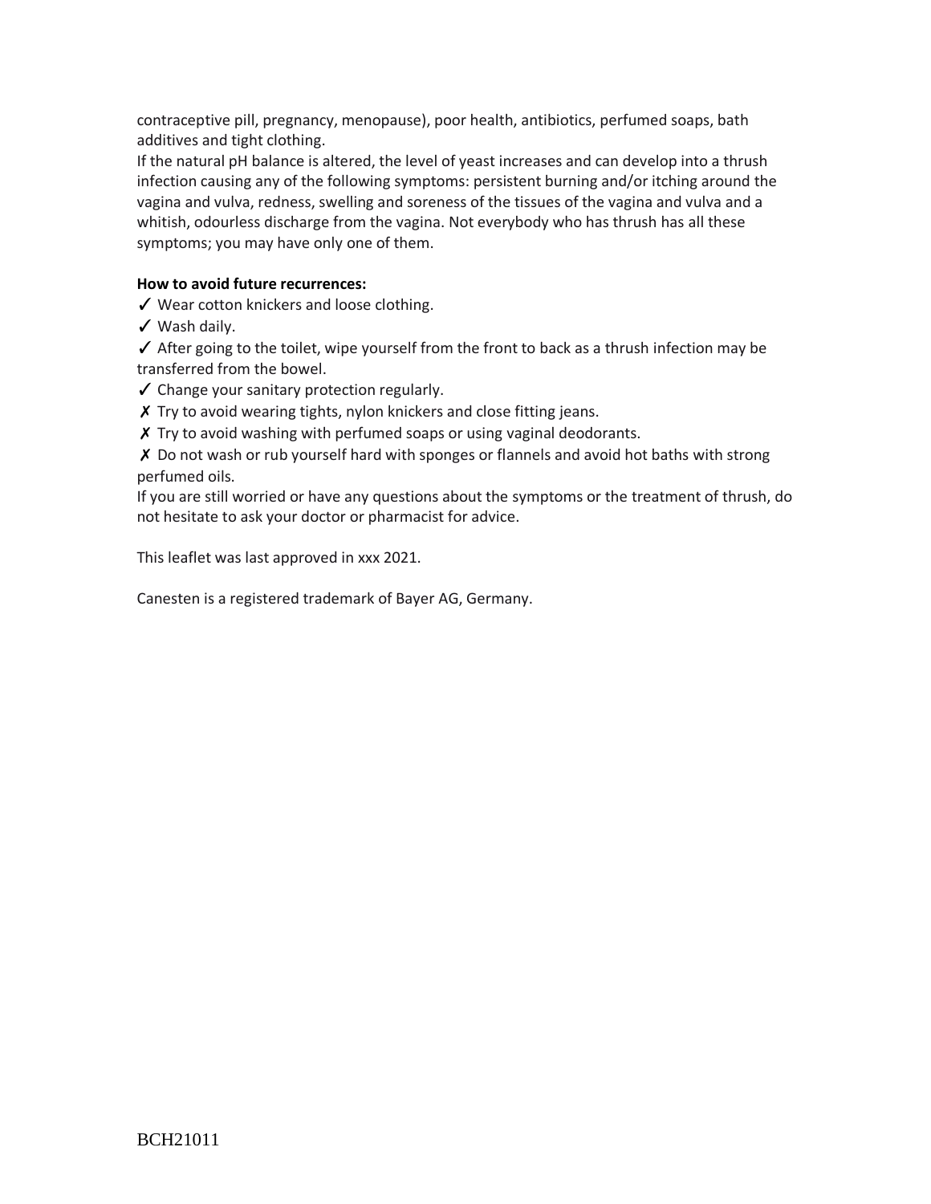contraceptive pill, pregnancy, menopause), poor health, antibiotics, perfumed soaps, bath additives and tight clothing.
If the natural pH balance is altered, the level of yeast increases and can develop into a thrush infection causing any of the following symptoms: persistent burning and/or itching around the vagina and vulva, redness, swelling and soreness of the tissues of the vagina and vulva and a whitish, odourless discharge from the vagina. Not everybody who has thrush has all these symptoms; you may have only one of them.

**How to avoid future recurrences:**

✓ Wear cotton knickers and loose clothing.
✓ Wash daily.
✓ After going to the toilet, wipe yourself from the front to back as a thrush infection may be transferred from the bowel.
✓ Change your sanitary protection regularly.
✗ Try to avoid wearing tights, nylon knickers and close fitting jeans.
✗ Try to avoid washing with perfumed soaps or using vaginal deodorants.
✗ Do not wash or rub yourself hard with sponges or flannels and avoid hot baths with strong perfumed oils.

If you are still worried or have any questions about the symptoms or the treatment of thrush, do not hesitate to ask your doctor or pharmacist for advice.

This leaflet was last approved in xxx 2021.

Canesten is a registered trademark of Bayer AG, Germany.

BCH21011